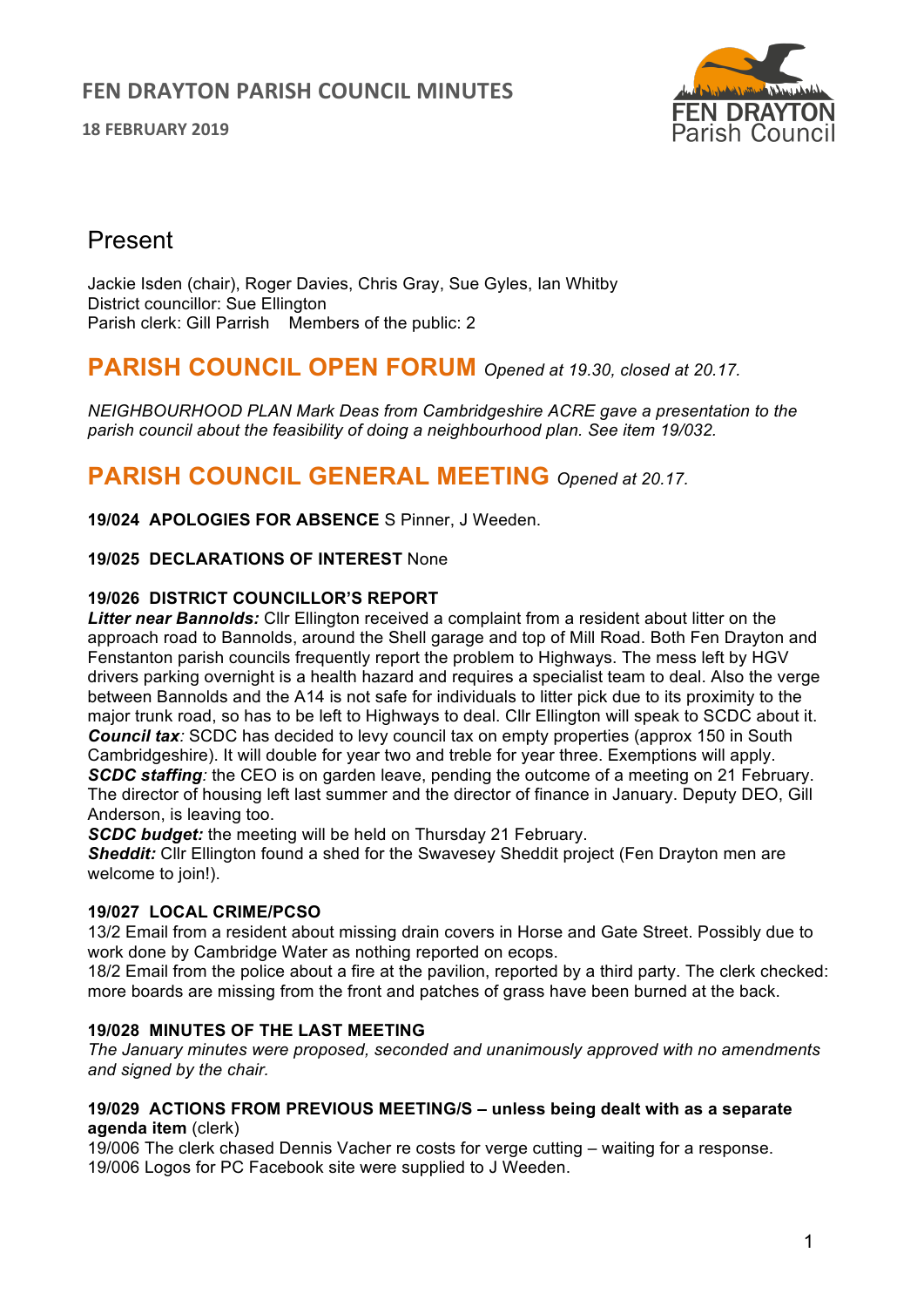# FEN DRAYTON PARISH COUNCIL MINUTES

**18 FEBRUARY 2019**

## Present

Jackie Isden (chair), Roger Davies, Chris Gray, Sue Gyles, Ian Whitby
District councillor: Sue Ellington
Parish clerk: Gill Parrish    Members of the public: 2

## PARISH COUNCIL OPEN FORUM *Opened at 19.30, closed at 20.17.*

*NEIGHBOURHOOD PLAN Mark Deas from Cambridgeshire ACRE gave a presentation to the parish council about the feasibility of doing a neighbourhood plan. See item 19/032.*

## PARISH COUNCIL GENERAL MEETING *Opened at 20.17.*

**19/024 APOLOGIES FOR ABSENCE** S Pinner, J Weeden.

**19/025 DECLARATIONS OF INTEREST** None

**19/026 DISTRICT COUNCILLOR'S REPORT**
***Litter near Bannolds:*** Cllr Ellington received a complaint from a resident about litter on the approach road to Bannolds, around the Shell garage and top of Mill Road. Both Fen Drayton and Fenstanton parish councils frequently report the problem to Highways. The mess left by HGV drivers parking overnight is a health hazard and requires a specialist team to deal. Also the verge between Bannolds and the A14 is not safe for individuals to litter pick due to its proximity to the major trunk road, so has to be left to Highways to deal. Cllr Ellington will speak to SCDC about it.
***Council tax****:* SCDC has decided to levy council tax on empty properties (approx 150 in South Cambridgeshire). It will double for year two and treble for year three. Exemptions will apply.
***SCDC staffing****:* the CEO is on garden leave, pending the outcome of a meeting on 21 February. The director of housing left last summer and the director of finance in January. Deputy DEO, Gill Anderson, is leaving too.
***SCDC budget:*** the meeting will be held on Thursday 21 February.
***Sheddit:*** Cllr Ellington found a shed for the Swavesey Sheddit project (Fen Drayton men are welcome to join!).

**19/027 LOCAL CRIME/PCSO**
13/2 Email from a resident about missing drain covers in Horse and Gate Street. Possibly due to work done by Cambridge Water as nothing reported on ecops.
18/2 Email from the police about a fire at the pavilion, reported by a third party. The clerk checked: more boards are missing from the front and patches of grass have been burned at the back.

**19/028 MINUTES OF THE LAST MEETING**
*The January minutes were proposed, seconded and unanimously approved with no amendments and signed by the chair.*

**19/029 ACTIONS FROM PREVIOUS MEETING/S – unless being dealt with as a separate agenda item** (clerk)
19/006 The clerk chased Dennis Vacher re costs for verge cutting – waiting for a response.
19/006 Logos for PC Facebook site were supplied to J Weeden.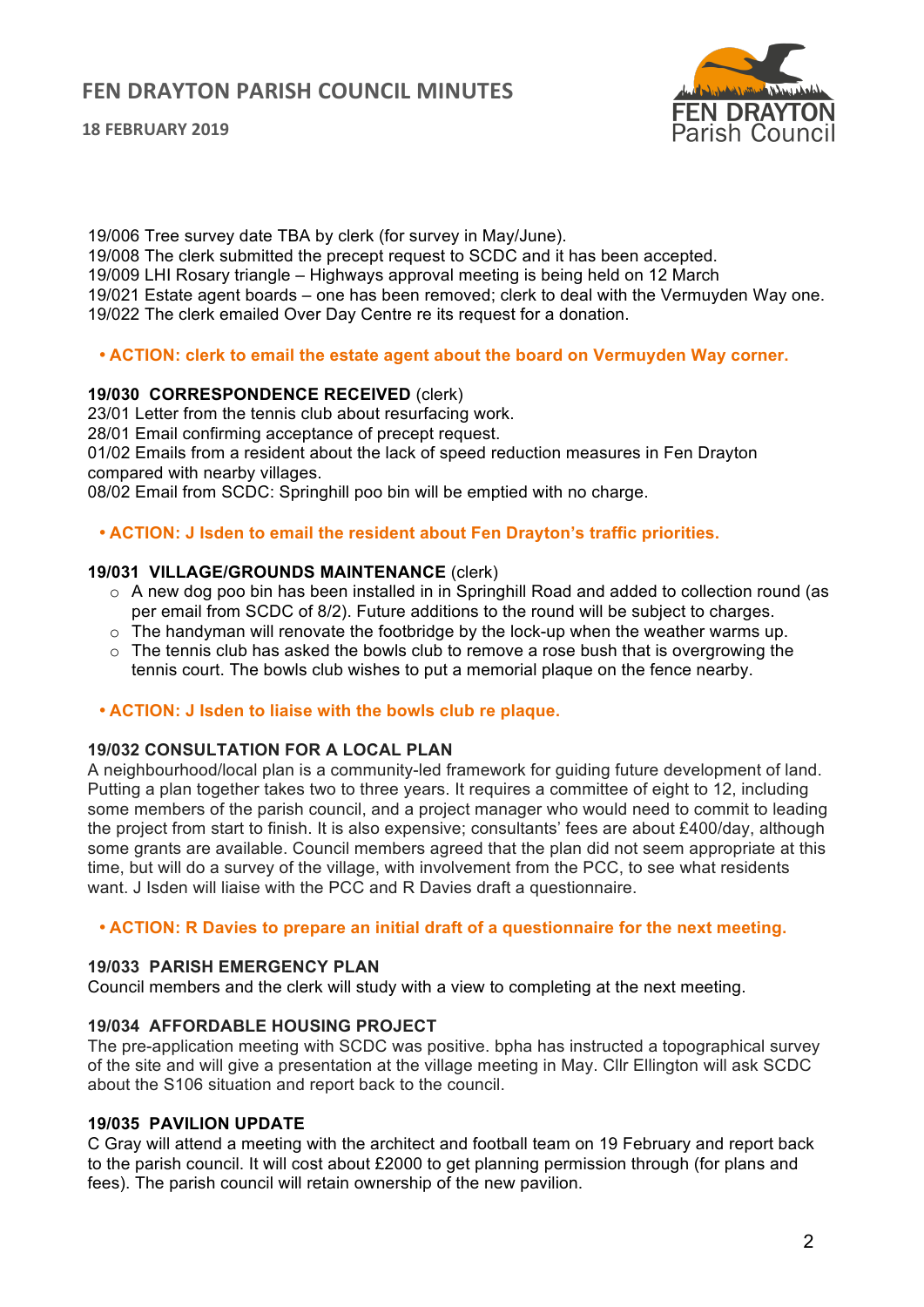19/006 Tree survey date TBA by clerk (for survey in May/June).
19/008 The clerk submitted the precept request to SCDC and it has been accepted.
19/009 LHI Rosary triangle – Highways approval meeting is being held on 12 March
19/021 Estate agent boards – one has been removed; clerk to deal with the Vermuyden Way one.
19/022 The clerk emailed Over Day Centre re its request for a donation.

- **ACTION: clerk to email the estate agent about the board on Vermuyden Way corner.**

**19/030 CORRESPONDENCE RECEIVED** (clerk)
23/01 Letter from the tennis club about resurfacing work.
28/01 Email confirming acceptance of precept request.
01/02 Emails from a resident about the lack of speed reduction measures in Fen Drayton compared with nearby villages.
08/02 Email from SCDC: Springhill poo bin will be emptied with no charge.

- **ACTION: J Isden to email the resident about Fen Drayton's traffic priorities.**

**19/031 VILLAGE/GROUNDS MAINTENANCE** (clerk)

- A new dog poo bin has been installed in in Springhill Road and added to collection round (as per email from SCDC of 8/2). Future additions to the round will be subject to charges.
- The handyman will renovate the footbridge by the lock-up when the weather warms up.
- The tennis club has asked the bowls club to remove a rose bush that is overgrowing the tennis court. The bowls club wishes to put a memorial plaque on the fence nearby.

- **ACTION: J Isden to liaise with the bowls club re plaque.**

**19/032 CONSULTATION FOR A LOCAL PLAN**
A neighbourhood/local plan is a community-led framework for guiding future development of land. Putting a plan together takes two to three years. It requires a committee of eight to 12, including some members of the parish council, and a project manager who would need to commit to leading the project from start to finish. It is also expensive; consultants' fees are about £400/day, although some grants are available. Council members agreed that the plan did not seem appropriate at this time, but will do a survey of the village, with involvement from the PCC, to see what residents want. J Isden will liaise with the PCC and R Davies draft a questionnaire.

- **ACTION: R Davies to prepare an initial draft of a questionnaire for the next meeting.**

**19/033 PARISH EMERGENCY PLAN**
Council members and the clerk will study with a view to completing at the next meeting.

**19/034 AFFORDABLE HOUSING PROJECT**
The pre-application meeting with SCDC was positive. bpha has instructed a topographical survey of the site and will give a presentation at the village meeting in May. Cllr Ellington will ask SCDC about the S106 situation and report back to the council.

**19/035 PAVILION UPDATE**
C Gray will attend a meeting with the architect and football team on 19 February and report back to the parish council. It will cost about £2000 to get planning permission through (for plans and fees). The parish council will retain ownership of the new pavilion.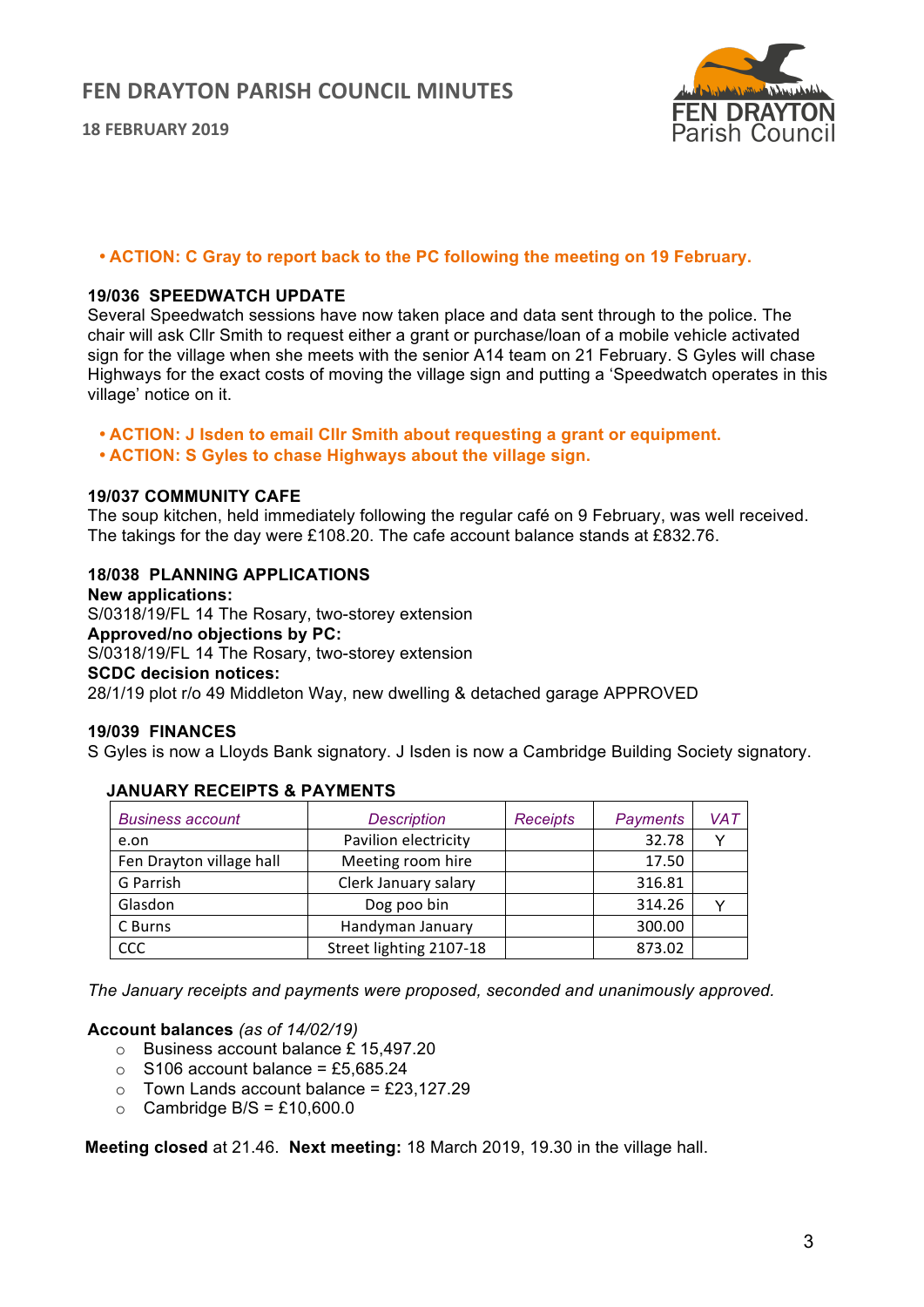- **ACTION: C Gray to report back to the PC following the meeting on 19 February.**

**19/036 SPEEDWATCH UPDATE**

Several Speedwatch sessions have now taken place and data sent through to the police. The chair will ask Cllr Smith to request either a grant or purchase/loan of a mobile vehicle activated sign for the village when she meets with the senior A14 team on 21 February. S Gyles will chase Highways for the exact costs of moving the village sign and putting a 'Speedwatch operates in this village' notice on it.

- **ACTION: J Isden to email Cllr Smith about requesting a grant or equipment.**
- **ACTION: S Gyles to chase Highways about the village sign.**

**19/037 COMMUNITY CAFE**

The soup kitchen, held immediately following the regular café on 9 February, was well received. The takings for the day were £108.20. The cafe account balance stands at £832.76.

**18/038 PLANNING APPLICATIONS**

**New applications:**
S/0318/19/FL 14 The Rosary, two-storey extension
**Approved/no objections by PC:**
S/0318/19/FL 14 The Rosary, two-storey extension
**SCDC decision notices:**
28/1/19 plot r/o 49 Middleton Way, new dwelling & detached garage APPROVED

**19/039 FINANCES**

S Gyles is now a Lloyds Bank signatory. J Isden is now a Cambridge Building Society signatory.

**JANUARY RECEIPTS & PAYMENTS**

| *Business account* | *Description* | *Receipts* | *Payments* | *VAT* |
|---|---|---|---|---|
| e.on | Pavilion electricity | | 32.78 | Y |
| Fen Drayton village hall | Meeting room hire | | 17.50 | |
| G Parrish | Clerk January salary | | 316.81 | |
| Glasdon | Dog poo bin | | 314.26 | Y |
| C Burns | Handyman January | | 300.00 | |
| CCC | Street lighting 2107-18 | | 873.02 | |

*The January receipts and payments were proposed, seconded and unanimously approved.*

**Account balances** *(as of 14/02/19)*

- Business account balance £ 15,497.20
- S106 account balance = £5,685.24
- Town Lands account balance = £23,127.29
- Cambridge B/S = £10,600.0

**Meeting closed** at 21.46. **Next meeting:** 18 March 2019, 19.30 in the village hall.